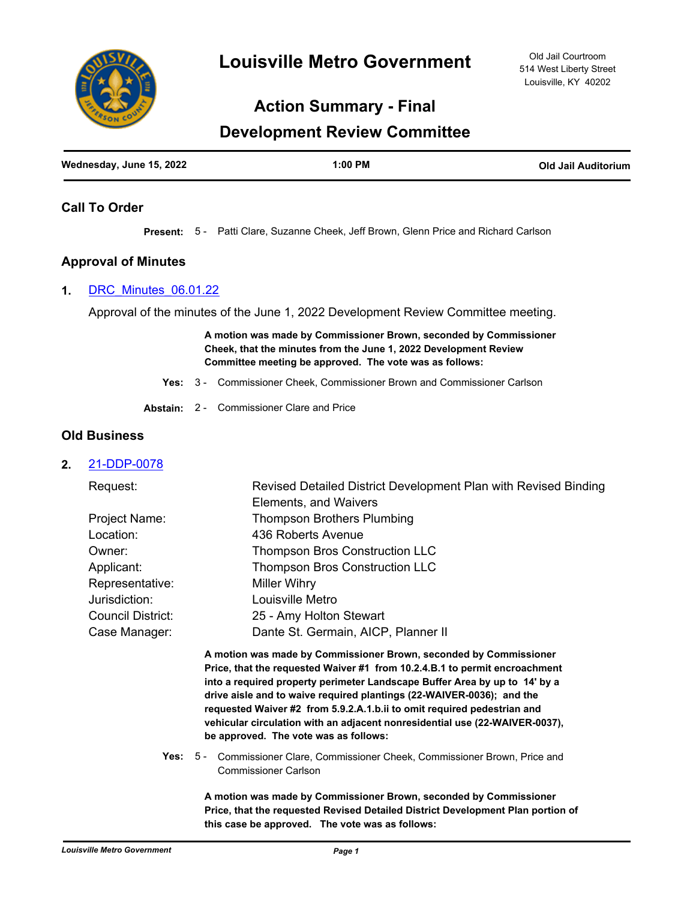# Louisville Metro Government

Old Jail Courtroom
514 West Liberty Street
Louisville, KY 40202

## Action Summary - Final

## Development Review Committee

**Wednesday, June 15, 2022** | **1:00 PM** | **Old Jail Auditorium**

### Call To Order

**Present:** 5 - Patti Clare, Suzanne Cheek, Jeff Brown, Glenn Price and Richard Carlson

### Approval of Minutes

**1.** DRC_Minutes_06.01.22

Approval of the minutes of the June 1, 2022 Development Review Committee meeting.

**A motion was made by Commissioner Brown, seconded by Commissioner Cheek, that the minutes from the June 1, 2022 Development Review Committee meeting be approved. The vote was as follows:**

**Yes:** 3 - Commissioner Cheek, Commissioner Brown and Commissioner Carlson

**Abstain:** 2 - Commissioner Clare and Price

### Old Business

**2.** 21-DDP-0078

| | |
|---|---|
| Request: | Revised Detailed District Development Plan with Revised Binding Elements, and Waivers |
| Project Name: | Thompson Brothers Plumbing |
| Location: | 436 Roberts Avenue |
| Owner: | Thompson Bros Construction LLC |
| Applicant: | Thompson Bros Construction LLC |
| Representative: | Miller Wihry |
| Jurisdiction: | Louisville Metro |
| Council District: | 25 - Amy Holton Stewart |
| Case Manager: | Dante St. Germain, AICP, Planner II |

**A motion was made by Commissioner Brown, seconded by Commissioner Price, that the requested Waiver #1 from 10.2.4.B.1 to permit encroachment into a required property perimeter Landscape Buffer Area by up to 14' by a drive aisle and to waive required plantings (22-WAIVER-0036); and the requested Waiver #2 from 5.9.2.A.1.b.ii to omit required pedestrian and vehicular circulation with an adjacent nonresidential use (22-WAIVER-0037), be approved. The vote was as follows:**

**Yes:** 5 - Commissioner Clare, Commissioner Cheek, Commissioner Brown, Price and Commissioner Carlson

**A motion was made by Commissioner Brown, seconded by Commissioner Price, that the requested Revised Detailed District Development Plan portion of this case be approved. The vote was as follows:**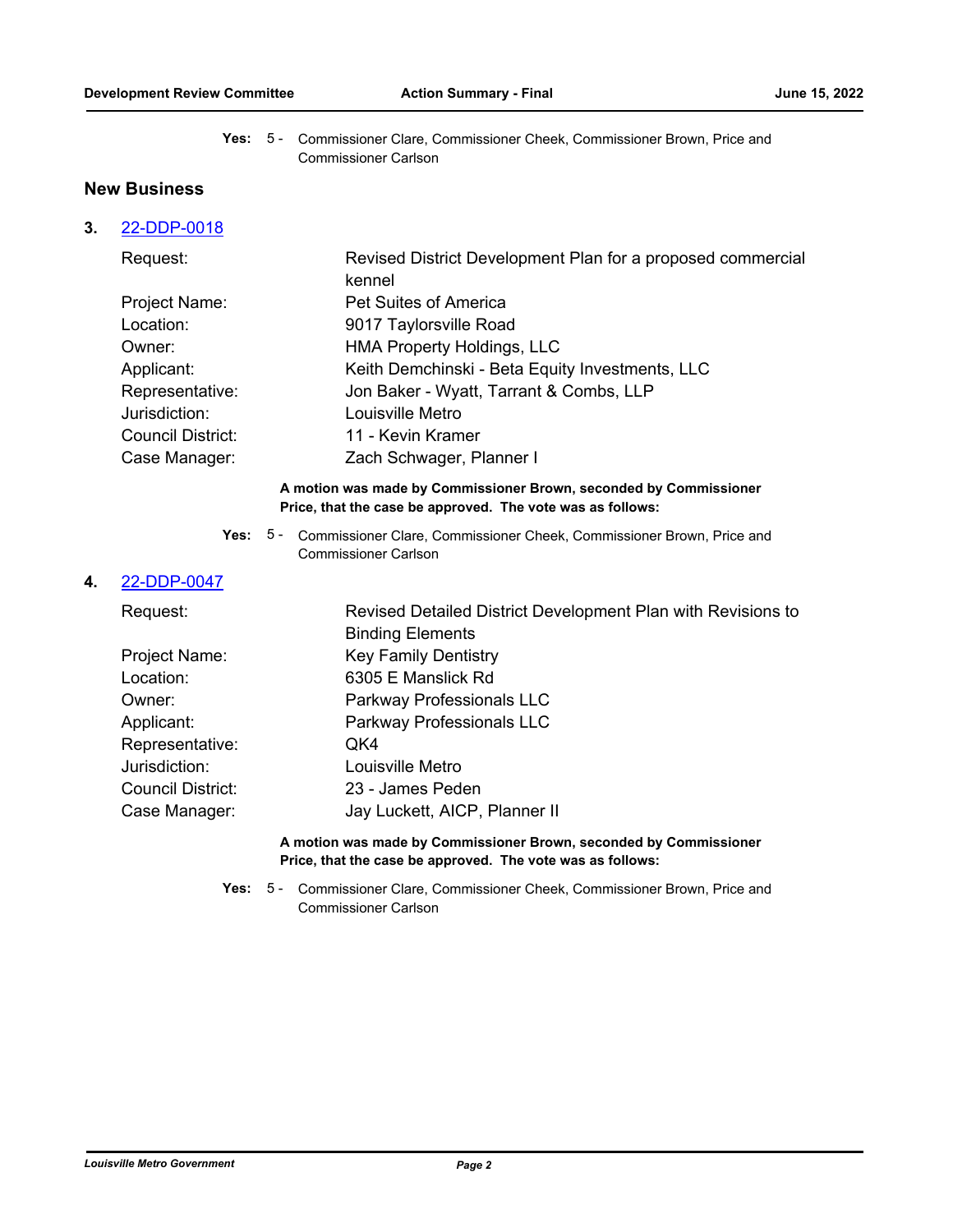**Yes:** 5 - Commissioner Clare, Commissioner Cheek, Commissioner Brown, Price and Commissioner Carlson

## New Business

**3.** 22-DDP-0018

| | |
|---|---|
| Request: | Revised District Development Plan for a proposed commercial kennel |
| Project Name: | Pet Suites of America |
| Location: | 9017 Taylorsville Road |
| Owner: | HMA Property Holdings, LLC |
| Applicant: | Keith Demchinski - Beta Equity Investments, LLC |
| Representative: | Jon Baker - Wyatt, Tarrant & Combs, LLP |
| Jurisdiction: | Louisville Metro |
| Council District: | 11 - Kevin Kramer |
| Case Manager: | Zach Schwager, Planner I |

**A motion was made by Commissioner Brown, seconded by Commissioner Price, that the case be approved. The vote was as follows:**

**Yes:** 5 - Commissioner Clare, Commissioner Cheek, Commissioner Brown, Price and Commissioner Carlson

**4.** 22-DDP-0047

| | |
|---|---|
| Request: | Revised Detailed District Development Plan with Revisions to Binding Elements |
| Project Name: | Key Family Dentistry |
| Location: | 6305 E Manslick Rd |
| Owner: | Parkway Professionals LLC |
| Applicant: | Parkway Professionals LLC |
| Representative: | QK4 |
| Jurisdiction: | Louisville Metro |
| Council District: | 23 - James Peden |
| Case Manager: | Jay Luckett, AICP, Planner II |

**A motion was made by Commissioner Brown, seconded by Commissioner Price, that the case be approved. The vote was as follows:**

**Yes:** 5 - Commissioner Clare, Commissioner Cheek, Commissioner Brown, Price and Commissioner Carlson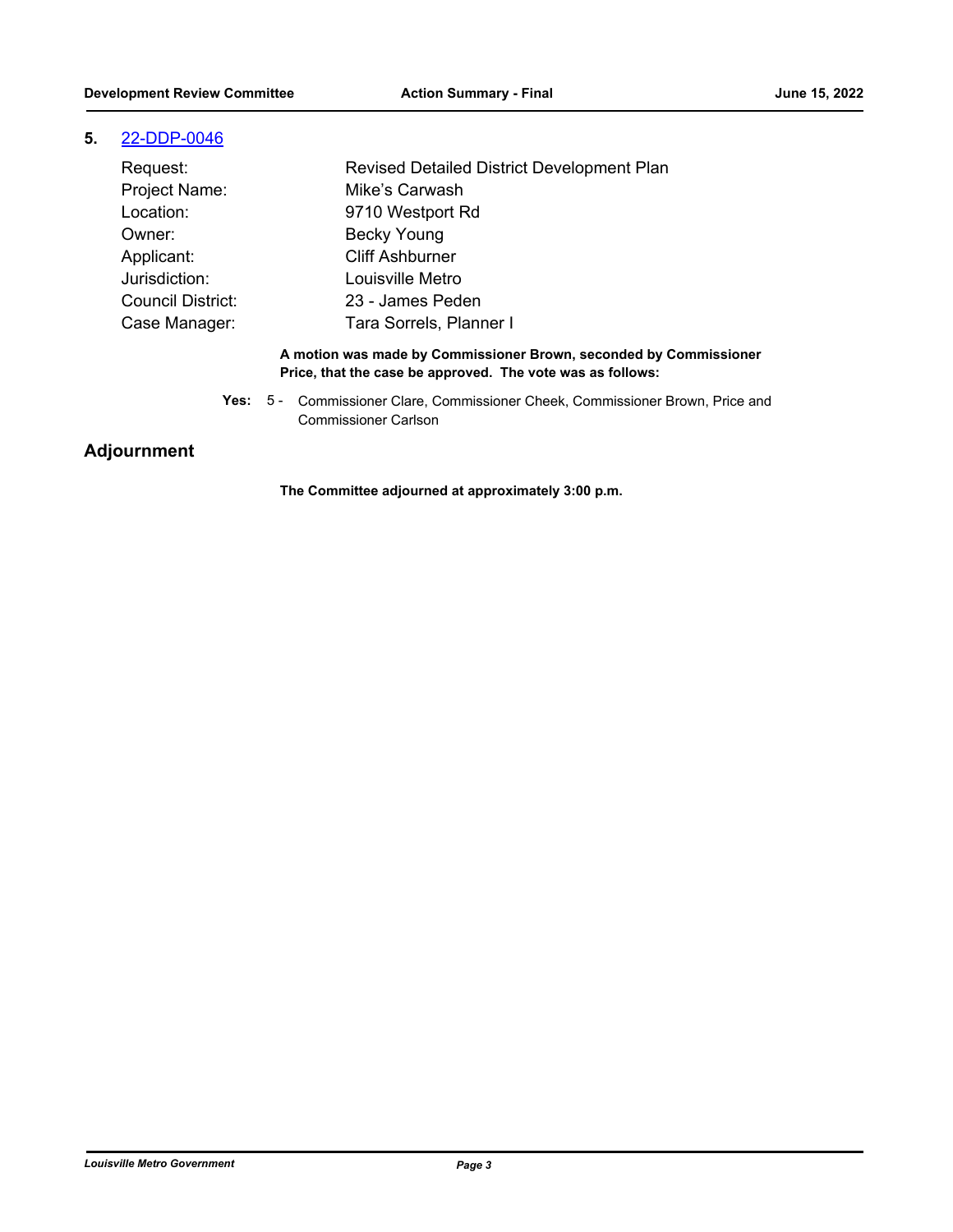**5.** [22-DDP-0046]

| | |
|---|---|
| Request: | Revised Detailed District Development Plan |
| Project Name: | Mike's Carwash |
| Location: | 9710 Westport Rd |
| Owner: | Becky Young |
| Applicant: | Cliff Ashburner |
| Jurisdiction: | Louisville Metro |
| Council District: | 23 - James Peden |
| Case Manager: | Tara Sorrels, Planner I |

**A motion was made by Commissioner Brown, seconded by Commissioner Price, that the case be approved. The vote was as follows:**

**Yes:** 5 - Commissioner Clare, Commissioner Cheek, Commissioner Brown, Price and Commissioner Carlson

## Adjournment

**The Committee adjourned at approximately 3:00 p.m.**